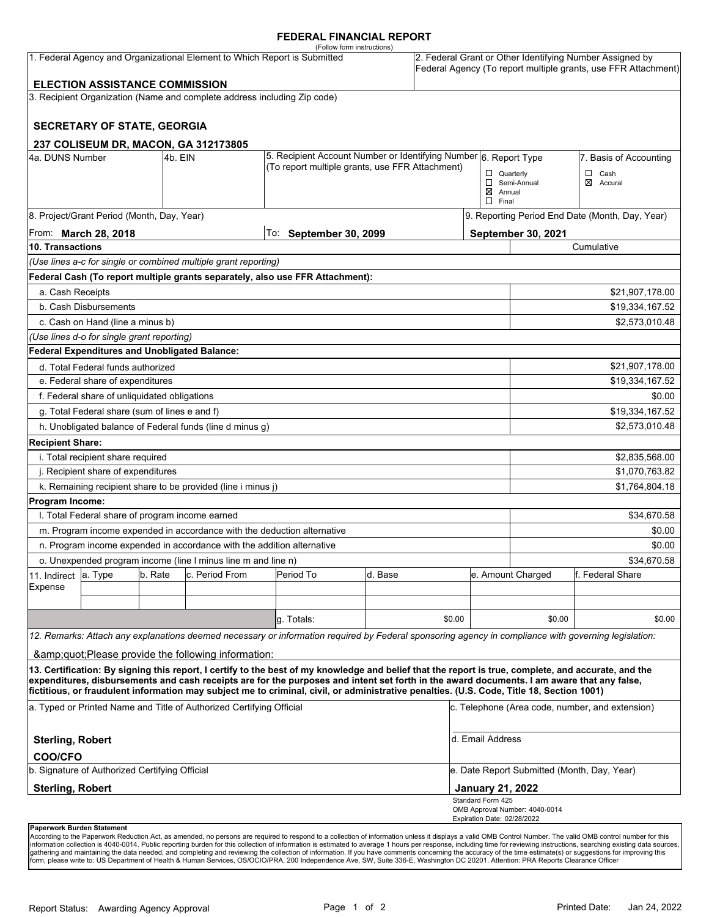# FEDERAL FINANCIAL REPORT

(Follow form instructions)

| 1. Federal Agency and Organizational Element to Which Report is Submitted | 2. Federal Grant or Other Identifying Number Assigned by Federal Agency (To report multiple grants, use FFR Attachment) |
|---|---|
| **ELECTION ASSISTANCE COMMISSION** | |

3. Recipient Organization (Name and complete address including Zip code)

**SECRETARY OF STATE, GEORGIA**

**237 COLISEUM DR, MACON, GA 312173805**

| 4a. DUNS Number | 4b. EIN | 5. Recipient Account Number or Identifying Number (To report multiple grants, use FFR Attachment) | 6. Report Type | 7. Basis of Accounting |
|---|---|---|---|---|
| | | | ☐ Quarterly<br>☐ Semi-Annual<br>☒ Annual<br>☐ Final | ☐ Cash<br>☒ Accural |

| 8. Project/Grant Period (Month, Day, Year) | | 9. Reporting Period End Date (Month, Day, Year) |
|---|---|---|
| From: **March 28, 2018** | To: **September 30, 2099** | **September 30, 2021** |

| 10. Transactions | Cumulative |
|---|---|
| *(Use lines a-c for single or combined multiple grant reporting)* | |
| **Federal Cash (To report multiple grants separately, also use FFR Attachment):** | |
| a. Cash Receipts | $21,907,178.00 |
| b. Cash Disbursements | $19,334,167.52 |
| c. Cash on Hand (line a minus b) | $2,573,010.48 |
| *(Use lines d-o for single grant reporting)* | |
| **Federal Expenditures and Unobligated Balance:** | |
| d. Total Federal funds authorized | $21,907,178.00 |
| e. Federal share of expenditures | $19,334,167.52 |
| f. Federal share of unliquidated obligations | $0.00 |
| g. Total Federal share (sum of lines e and f) | $19,334,167.52 |
| h. Unobligated balance of Federal funds (line d minus g) | $2,573,010.48 |
| **Recipient Share:** | |
| i. Total recipient share required | $2,835,568.00 |
| j. Recipient share of expenditures | $1,070,763.82 |
| k. Remaining recipient share to be provided (line i minus j) | $1,764,804.18 |
| **Program Income:** | |
| l. Total Federal share of program income earned | $34,670.58 |
| m. Program income expended in accordance with the deduction alternative | $0.00 |
| n. Program income expended in accordance with the addition alternative | $0.00 |
| o. Unexpended program income (line l minus line m and line n) | $34,670.58 |

| 11. Indirect Expense | a. Type | b. Rate | c. Period From | Period To | d. Base | e. Amount Charged | f. Federal Share |
|---|---|---|---|---|---|---|---|
| | | | | | | | |
| | | | | | | | |
| | | | | g. Totals: | $0.00 | $0.00 | $0.00 |

*12. Remarks: Attach any explanations deemed necessary or information required by Federal sponsoring agency in compliance with governing legislation:*

&amp;quot;Please provide the following information:

**13. Certification: By signing this report, I certify to the best of my knowledge and belief that the report is true, complete, and accurate, and the expenditures, disbursements and cash receipts are for the purposes and intent set forth in the award documents. I am aware that any false, fictitious, or fraudulent information may subject me to criminal, civil, or administrative penalties. (U.S. Code, Title 18, Section 1001)**

| a. Typed or Printed Name and Title of Authorized Certifying Official | c. Telephone (Area code, number, and extension) |
|---|---|
| **Sterling, Robert**<br>**COO/CFO** | d. Email Address |
| b. Signature of Authorized Certifying Official | e. Date Report Submitted (Month, Day, Year) |
| **Sterling, Robert** | **January 21, 2022** |

Standard Form 425
OMB Approval Number: 4040-0014
Expiration Date: 02/28/2022

**Paperwork Burden Statement**

According to the Paperwork Reduction Act, as amended, no persons are required to respond to a collection of information unless it displays a valid OMB Control Number. The valid OMB control number for this information collection is 4040-0014. Public reporting burden for this collection of information is estimated to average 1 hours per response, including time for reviewing instructions, searching existing data sources, gathering and maintaining the data needed, and completing and reviewing the collection of information. If you have comments concerning the accuracy of the time estimate(s) or suggestions for improving this form, please write to: US Department of Health & Human Services, OS/OCIO/PRA, 200 Independence Ave, SW, Suite 336-E, Washington DC 20201. Attention: PRA Reports Clearance Officer

Report Status: Awarding Agency Approval

Printed Date: Jan 24, 2022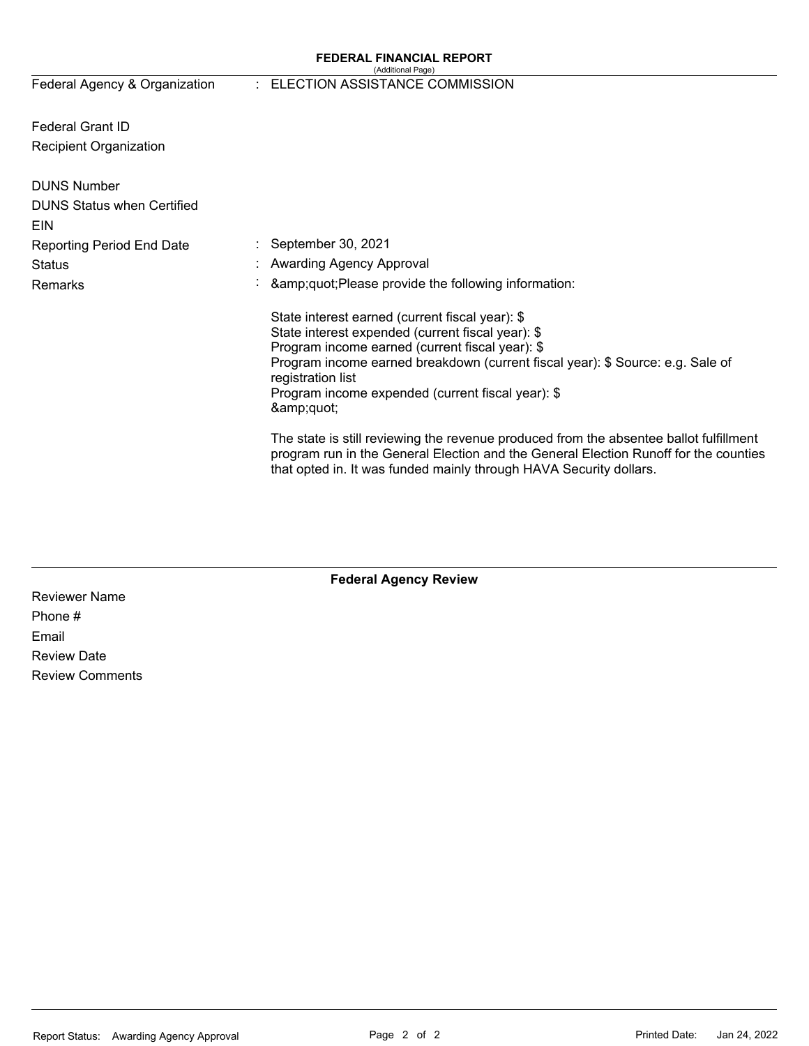**FEDERAL FINANCIAL REPORT**
(Additional Page)

| | | |
|---|---|---|
| Federal Agency & Organization | : | ELECTION ASSISTANCE COMMISSION |
| Federal Grant ID | | |
| Recipient Organization | | |
| DUNS Number | | |
| DUNS Status when Certified | | |
| EIN | | |
| Reporting Period End Date | : | September 30, 2021 |
| Status | : | Awarding Agency Approval |
| Remarks | : | &amp;quot;Please provide the following information: |

State interest earned (current fiscal year): $
State interest expended (current fiscal year): $
Program income earned (current fiscal year): $
Program income earned breakdown (current fiscal year): $ Source: e.g. Sale of registration list
Program income expended (current fiscal year): $
&amp;quot;

The state is still reviewing the revenue produced from the absentee ballot fulfillment program run in the General Election and the General Election Runoff for the counties that opted in. It was funded mainly through HAVA Security dollars.

**Federal Agency Review**

Reviewer Name
Phone #
Email
Review Date
Review Comments

Report Status: Awarding Agency Approval

Printed Date: Jan 24, 2022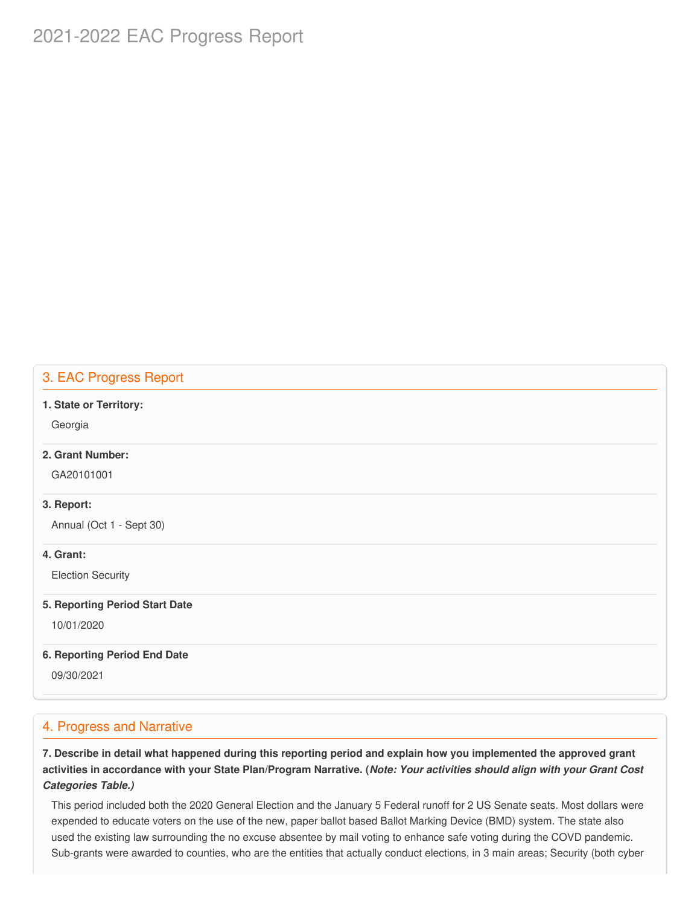# 2021-2022 EAC Progress Report

## 3. EAC Progress Report

**1. State or Territory:**

Georgia

**2. Grant Number:**

GA20101001

**3. Report:**

Annual (Oct 1 - Sept 30)

**4. Grant:**

Election Security

**5. Reporting Period Start Date**

10/01/2020

**6. Reporting Period End Date**

09/30/2021

## 4. Progress and Narrative

**7. Describe in detail what happened during this reporting period and explain how you implemented the approved grant activities in accordance with your State Plan/Program Narrative. (*Note: Your activities should align with your Grant Cost Categories Table.)***

This period included both the 2020 General Election and the January 5 Federal runoff for 2 US Senate seats. Most dollars were expended to educate voters on the use of the new, paper ballot based Ballot Marking Device (BMD) system. The state also used the existing law surrounding the no excuse absentee by mail voting to enhance safe voting during the COVD pandemic. Sub-grants were awarded to counties, who are the entities that actually conduct elections, in 3 main areas; Security (both cyber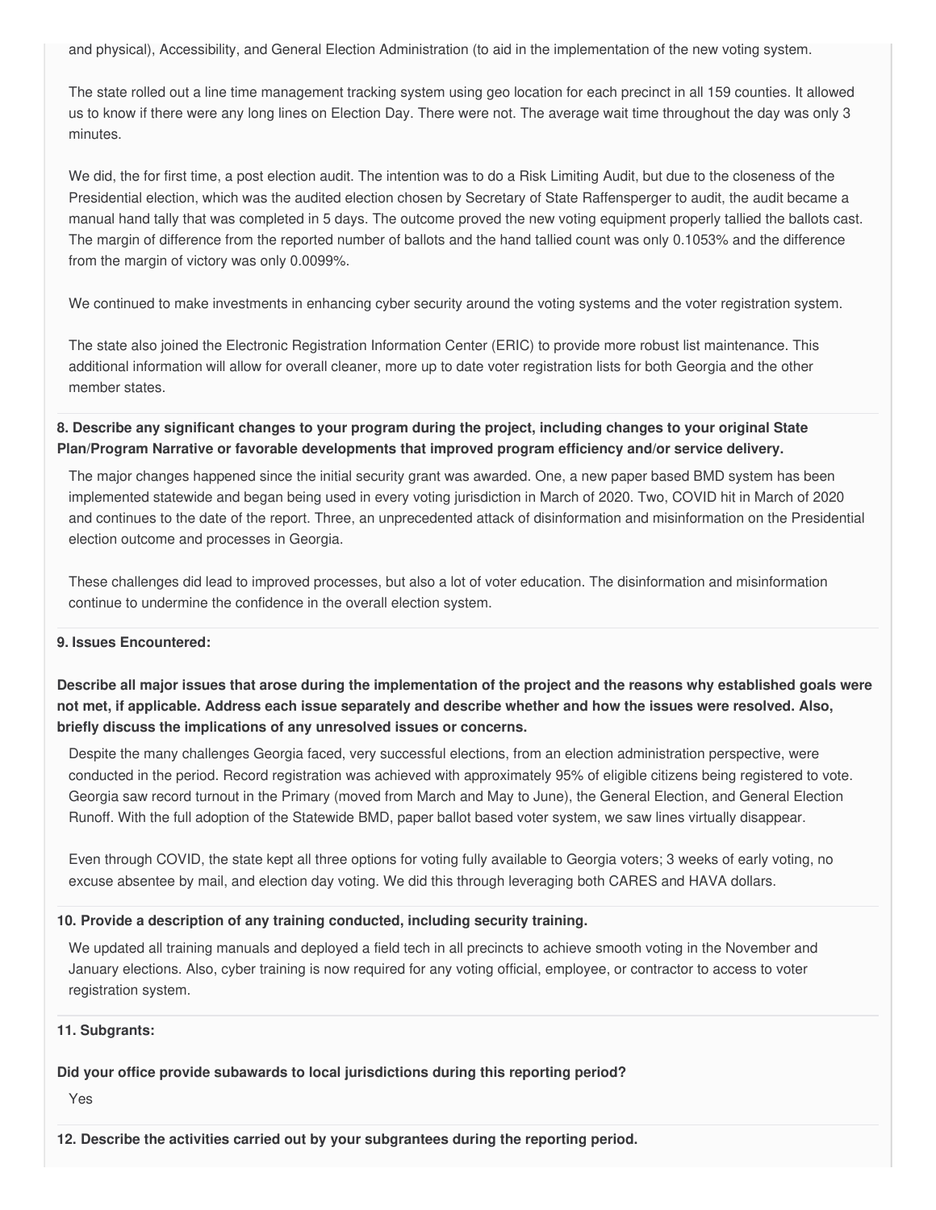and physical), Accessibility, and General Election Administration (to aid in the implementation of the new voting system.

The state rolled out a line time management tracking system using geo location for each precinct in all 159 counties. It allowed us to know if there were any long lines on Election Day. There were not. The average wait time throughout the day was only 3 minutes.

We did, the for first time, a post election audit. The intention was to do a Risk Limiting Audit, but due to the closeness of the Presidential election, which was the audited election chosen by Secretary of State Raffensperger to audit, the audit became a manual hand tally that was completed in 5 days. The outcome proved the new voting equipment properly tallied the ballots cast. The margin of difference from the reported number of ballots and the hand tallied count was only 0.1053% and the difference from the margin of victory was only 0.0099%.

We continued to make investments in enhancing cyber security around the voting systems and the voter registration system.

The state also joined the Electronic Registration Information Center (ERIC) to provide more robust list maintenance. This additional information will allow for overall cleaner, more up to date voter registration lists for both Georgia and the other member states.

**8. Describe any significant changes to your program during the project, including changes to your original State Plan/Program Narrative or favorable developments that improved program efficiency and/or service delivery.**

The major changes happened since the initial security grant was awarded. One, a new paper based BMD system has been implemented statewide and began being used in every voting jurisdiction in March of 2020. Two, COVID hit in March of 2020 and continues to the date of the report. Three, an unprecedented attack of disinformation and misinformation on the Presidential election outcome and processes in Georgia.

These challenges did lead to improved processes, but also a lot of voter education. The disinformation and misinformation continue to undermine the confidence in the overall election system.

**9. Issues Encountered:**

**Describe all major issues that arose during the implementation of the project and the reasons why established goals were not met, if applicable. Address each issue separately and describe whether and how the issues were resolved. Also, briefly discuss the implications of any unresolved issues or concerns.**

Despite the many challenges Georgia faced, very successful elections, from an election administration perspective, were conducted in the period. Record registration was achieved with approximately 95% of eligible citizens being registered to vote. Georgia saw record turnout in the Primary (moved from March and May to June), the General Election, and General Election Runoff. With the full adoption of the Statewide BMD, paper ballot based voter system, we saw lines virtually disappear.

Even through COVID, the state kept all three options for voting fully available to Georgia voters; 3 weeks of early voting, no excuse absentee by mail, and election day voting. We did this through leveraging both CARES and HAVA dollars.

**10. Provide a description of any training conducted, including security training.**

We updated all training manuals and deployed a field tech in all precincts to achieve smooth voting in the November and January elections. Also, cyber training is now required for any voting official, employee, or contractor to access to voter registration system.

**11. Subgrants:**

**Did your office provide subawards to local jurisdictions during this reporting period?**

Yes

**12. Describe the activities carried out by your subgrantees during the reporting period.**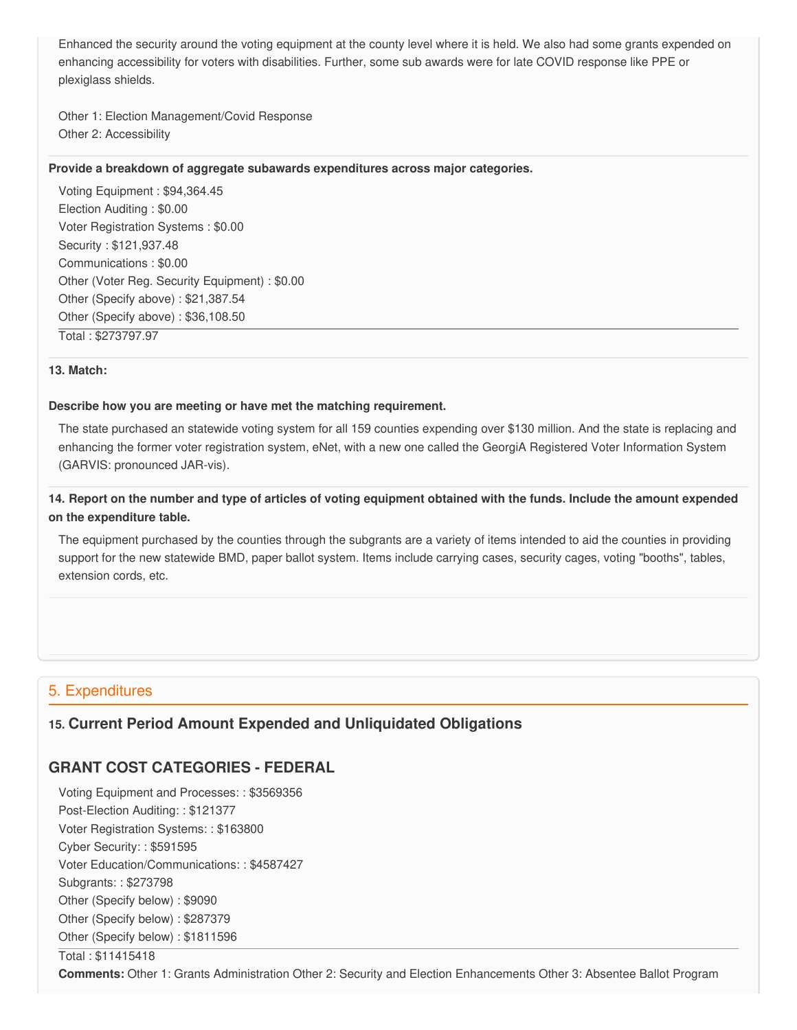Enhanced the security around the voting equipment at the county level where it is held. We also had some grants expended on enhancing accessibility for voters with disabilities. Further, some sub awards were for late COVID response like PPE or plexiglass shields.

Other 1: Election Management/Covid Response
Other 2: Accessibility

**Provide a breakdown of aggregate subawards expenditures across major categories.**

Voting Equipment : $94,364.45
Election Auditing : $0.00
Voter Registration Systems : $0.00
Security : $121,937.48
Communications : $0.00
Other (Voter Reg. Security Equipment) : $0.00
Other (Specify above) : $21,387.54
Other (Specify above) : $36,108.50

Total : $273797.97

**13. Match:**

**Describe how you are meeting or have met the matching requirement.**

The state purchased an statewide voting system for all 159 counties expending over $130 million. And the state is replacing and enhancing the former voter registration system, eNet, with a new one called the GeorgiA Registered Voter Information System (GARVIS: pronounced JAR-vis).

**14. Report on the number and type of articles of voting equipment obtained with the funds. Include the amount expended on the expenditure table.**

The equipment purchased by the counties through the subgrants are a variety of items intended to aid the counties in providing support for the new statewide BMD, paper ballot system. Items include carrying cases, security cages, voting "booths", tables, extension cords, etc.

## 5. Expenditures

### 15. Current Period Amount Expended and Unliquidated Obligations

### GRANT COST CATEGORIES - FEDERAL

Voting Equipment and Processes: : $3569356
Post-Election Auditing: : $121377
Voter Registration Systems: : $163800
Cyber Security: : $591595
Voter Education/Communications: : $4587427
Subgrants: : $273798
Other (Specify below) : $9090
Other (Specify below) : $287379
Other (Specify below) : $1811596

Total : $11415418

**Comments:** Other 1: Grants Administration Other 2: Security and Election Enhancements Other 3: Absentee Ballot Program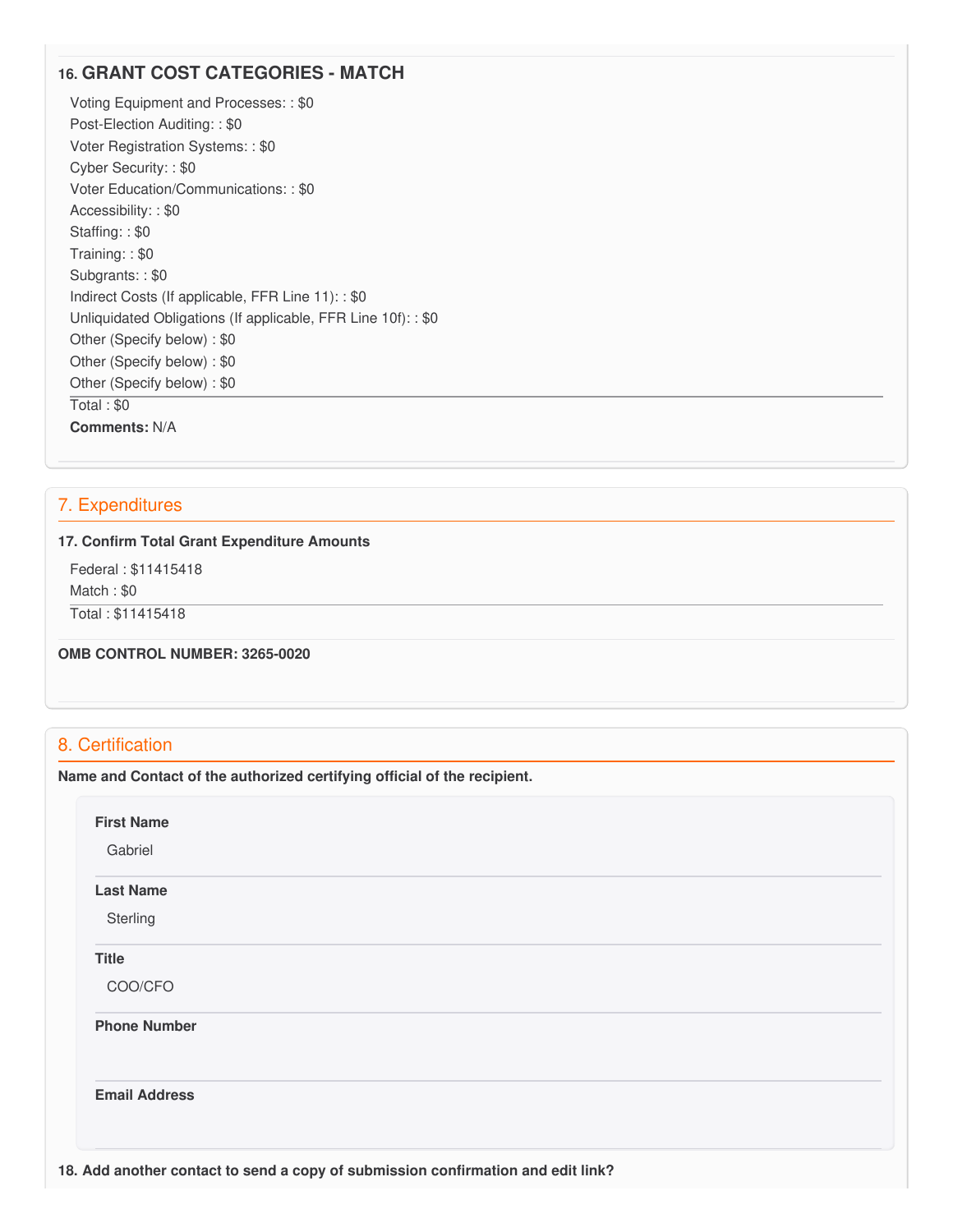### 16. GRANT COST CATEGORIES - MATCH

Voting Equipment and Processes: : $0
Post-Election Auditing: : $0
Voter Registration Systems: : $0
Cyber Security: : $0
Voter Education/Communications: : $0
Accessibility: : $0
Staffing: : $0
Training: : $0
Subgrants: : $0
Indirect Costs (If applicable, FFR Line 11): : $0
Unliquidated Obligations (If applicable, FFR Line 10f): : $0
Other (Specify below) : $0
Other (Specify below) : $0
Other (Specify below) : $0

Total : $0

**Comments:** N/A

## 7. Expenditures

**17. Confirm Total Grant Expenditure Amounts**

Federal : $11415418
Match : $0

Total : $11415418

**OMB CONTROL NUMBER: 3265-0020**

## 8. Certification

**Name and Contact of the authorized certifying official of the recipient.**

**First Name**

Gabriel

**Last Name**

Sterling

**Title**

COO/CFO

**Phone Number**

**Email Address**

**18. Add another contact to send a copy of submission confirmation and edit link?**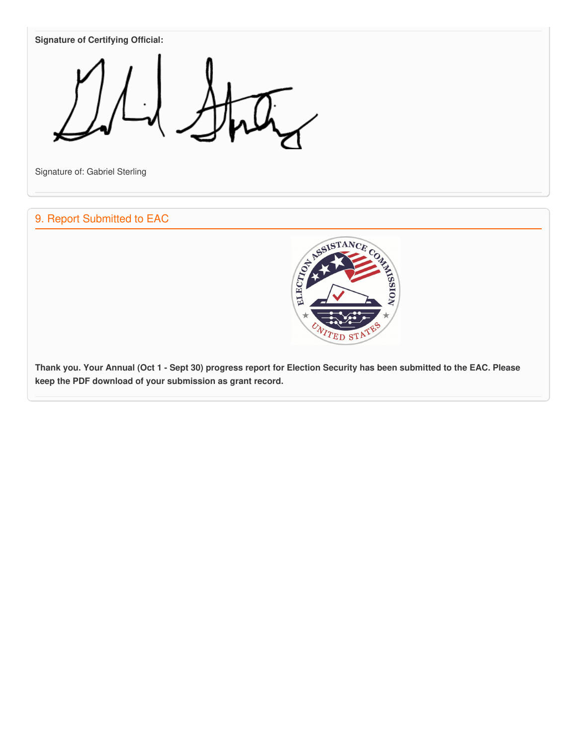**Signature of Certifying Official:**

Signature of: Gabriel Sterling

## 9. Report Submitted to EAC

**Thank you. Your Annual (Oct 1 - Sept 30) progress report for Election Security has been submitted to the EAC. Please keep the PDF download of your submission as grant record.**